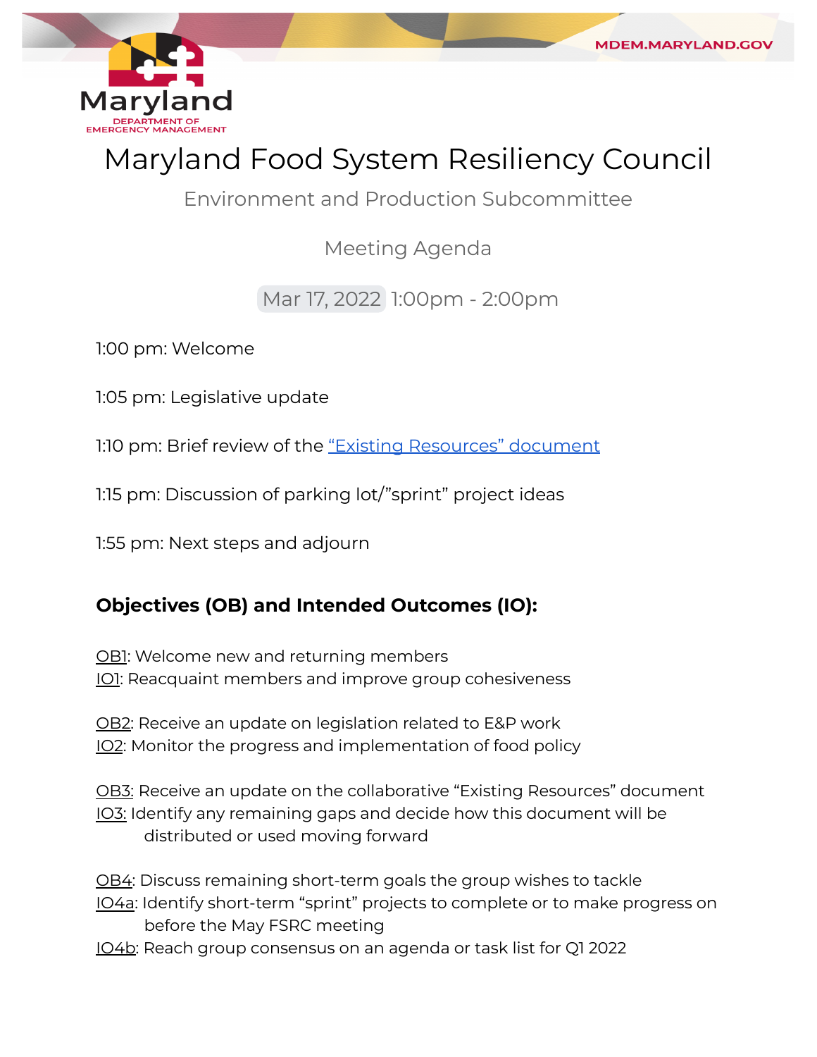Maryland
DEPARTMENT OF
EMERGENCY MANAGEMENT

MDEM.MARYLAND.GOV

# Maryland Food System Resiliency Council

## Environment and Production Subcommittee

### Meeting Agenda

Mar 17, 2022 1:00pm - 2:00pm

1:00 pm: Welcome

1:05 pm: Legislative update

1:10 pm: Brief review of the [“Existing Resources” document]()

1:15 pm: Discussion of parking lot/”sprint” project ideas

1:55 pm: Next steps and adjourn

**Objectives (OB) and Intended Outcomes (IO):**

OB1: Welcome new and returning members
IO1: Reacquaint members and improve group cohesiveness

OB2: Receive an update on legislation related to E&P work
IO2: Monitor the progress and implementation of food policy

OB3: Receive an update on the collaborative “Existing Resources” document
IO3: Identify any remaining gaps and decide how this document will be distributed or used moving forward

OB4: Discuss remaining short-term goals the group wishes to tackle
IO4a: Identify short-term “sprint” projects to complete or to make progress on before the May FSRC meeting
IO4b: Reach group consensus on an agenda or task list for Q1 2022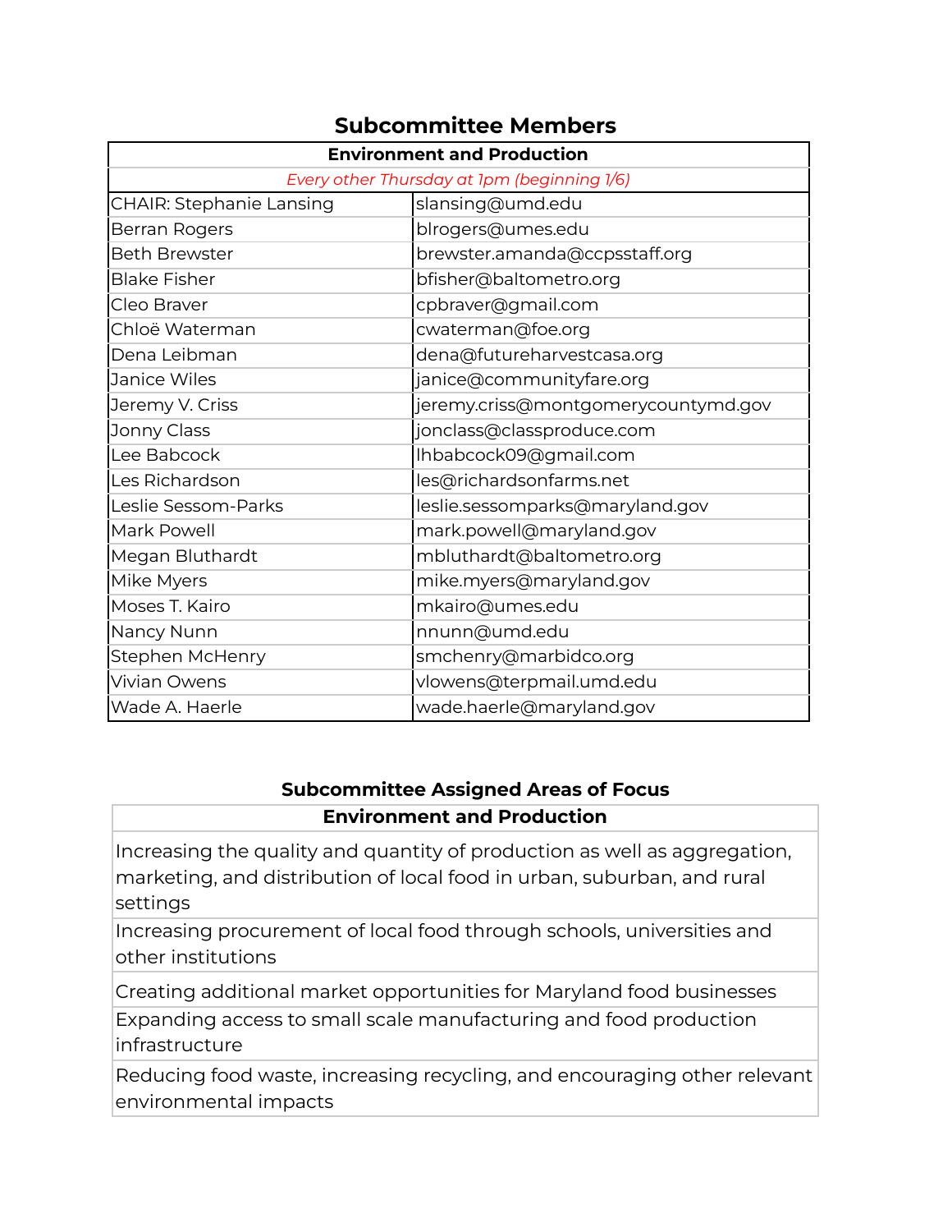## Subcommittee Members

| Environment and Production | |
|---|---|
| *Every other Thursday at 1pm (beginning 1/6)* | |
| CHAIR: Stephanie Lansing | slansing@umd.edu |
| Berran Rogers | blrogers@umes.edu |
| Beth Brewster | brewster.amanda@ccpsstaff.org |
| Blake Fisher | bfisher@baltometro.org |
| Cleo Braver | cpbraver@gmail.com |
| Chloë Waterman | cwaterman@foe.org |
| Dena Leibman | dena@futureharvestcasa.org |
| Janice Wiles | janice@communityfare.org |
| Jeremy V. Criss | jeremy.criss@montgomerycountymd.gov |
| Jonny Class | jonclass@classproduce.com |
| Lee Babcock | lhbabcock09@gmail.com |
| Les Richardson | les@richardsonfarms.net |
| Leslie Sessom-Parks | leslie.sessomparks@maryland.gov |
| Mark Powell | mark.powell@maryland.gov |
| Megan Bluthardt | mbluthardt@baltometro.org |
| Mike Myers | mike.myers@maryland.gov |
| Moses T. Kairo | mkairo@umes.edu |
| Nancy Nunn | nnunn@umd.edu |
| Stephen McHenry | smchenry@marbidco.org |
| Vivian Owens | vlowens@terpmail.umd.edu |
| Wade A. Haerle | wade.haerle@maryland.gov |

## Subcommittee Assigned Areas of Focus

| Environment and Production |
|---|
| Increasing the quality and quantity of production as well as aggregation, marketing, and distribution of local food in urban, suburban, and rural settings |
| Increasing procurement of local food through schools, universities and other institutions |
| Creating additional market opportunities for Maryland food businesses |
| Expanding access to small scale manufacturing and food production infrastructure |
| Reducing food waste, increasing recycling, and encouraging other relevant environmental impacts |